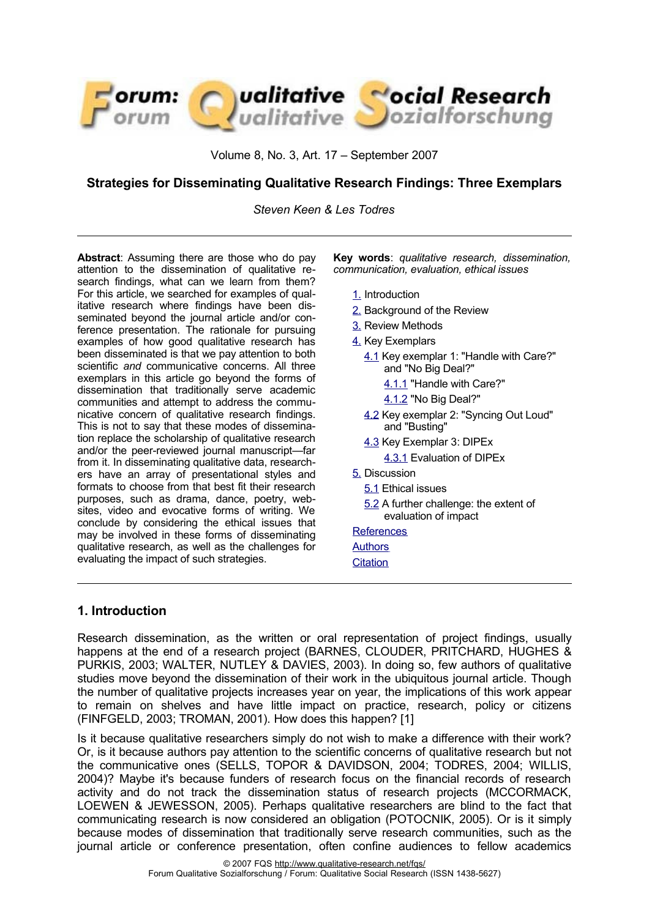Volume 8, No. 3, Art. 17 – September 2007

# Strategies for Disseminating Qualitative Research Findings: Three Exemplars

*Steven Keen & Les Todres*

**Abstract**: Assuming there are those who do pay attention to the dissemination of qualitative research findings, what can we learn from them? For this article, we searched for examples of qualitative research where findings have been disseminated beyond the journal article and/or conference presentation. The rationale for pursuing examples of how good qualitative research has been disseminated is that we pay attention to both scientific *and* communicative concerns. All three exemplars in this article go beyond the forms of dissemination that traditionally serve academic communities and attempt to address the communicative concern of qualitative research findings. This is not to say that these modes of dissemination replace the scholarship of qualitative research and/or the peer-reviewed journal manuscript—far from it. In disseminating qualitative data, researchers have an array of presentational styles and formats to choose from that best fit their research purposes, such as drama, dance, poetry, websites, video and evocative forms of writing. We conclude by considering the ethical issues that may be involved in these forms of disseminating qualitative research, as well as the challenges for evaluating the impact of such strategies.

**Key words**: *qualitative research, dissemination, communication, evaluation, ethical issues*

1. Introduction
2. Background of the Review
3. Review Methods
4. Key Exemplars
   - 4.1 Key exemplar 1: "Handle with Care?" and "No Big Deal?"
     - 4.1.1 "Handle with Care?"
     - 4.1.2 "No Big Deal?"
   - 4.2 Key exemplar 2: "Syncing Out Loud" and "Busting"
   - 4.3 Key Exemplar 3: DIPEx
     - 4.3.1 Evaluation of DIPEx
5. Discussion
   - 5.1 Ethical issues
   - 5.2 A further challenge: the extent of evaluation of impact

References

Authors

Citation

## 1. Introduction

Research dissemination, as the written or oral representation of project findings, usually happens at the end of a research project (BARNES, CLOUDER, PRITCHARD, HUGHES & PURKIS, 2003; WALTER, NUTLEY & DAVIES, 2003). In doing so, few authors of qualitative studies move beyond the dissemination of their work in the ubiquitous journal article. Though the number of qualitative projects increases year on year, the implications of this work appear to remain on shelves and have little impact on practice, research, policy or citizens (FINFGELD, 2003; TROMAN, 2001). How does this happen? [1]

Is it because qualitative researchers simply do not wish to make a difference with their work? Or, is it because authors pay attention to the scientific concerns of qualitative research but not the communicative ones (SELLS, TOPOR & DAVIDSON, 2004; TODRES, 2004; WILLIS, 2004)? Maybe it's because funders of research focus on the financial records of research activity and do not track the dissemination status of research projects (MCCORMACK, LOEWEN & JEWESSON, 2005). Perhaps qualitative researchers are blind to the fact that communicating research is now considered an obligation (POTOCNIK, 2005). Or is it simply because modes of dissemination that traditionally serve research communities, such as the journal article or conference presentation, often confine audiences to fellow academics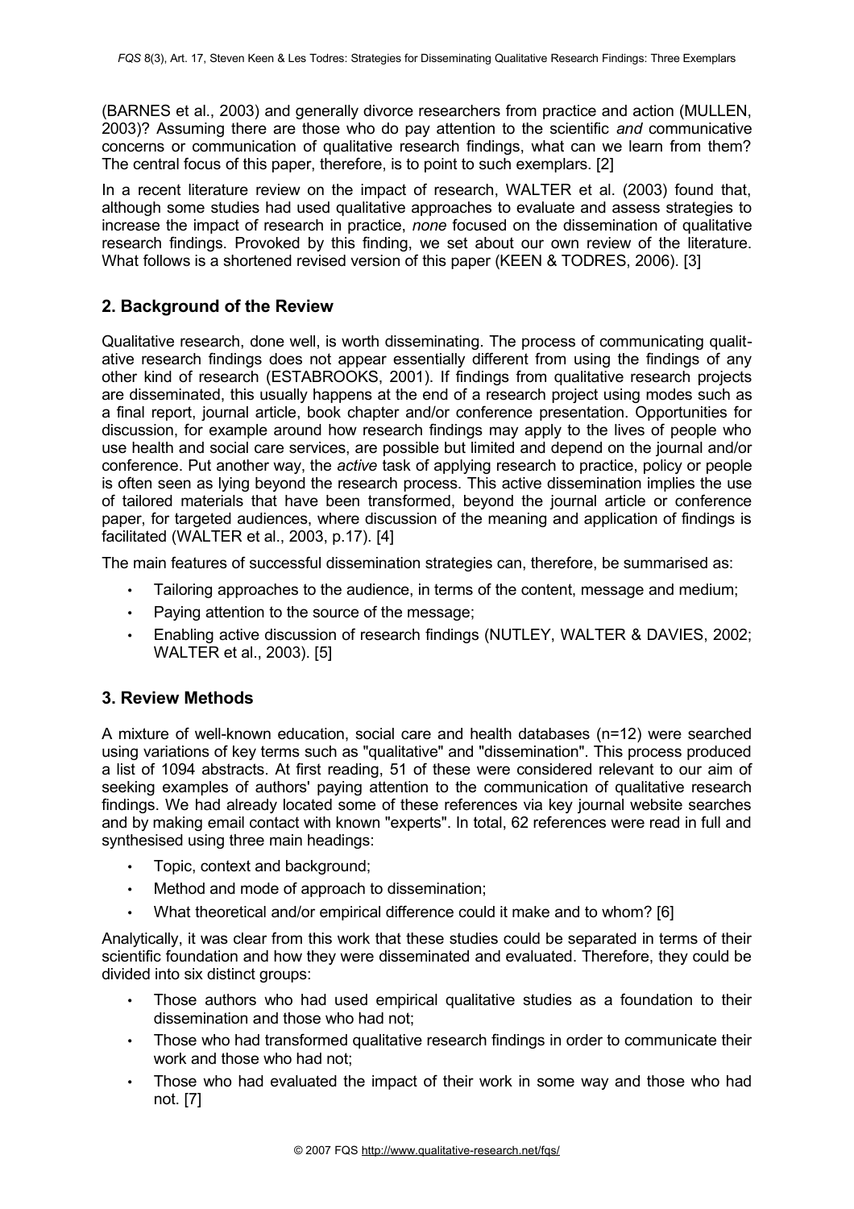(BARNES et al., 2003) and generally divorce researchers from practice and action (MULLEN, 2003)? Assuming there are those who do pay attention to the scientific *and* communicative concerns or communication of qualitative research findings, what can we learn from them? The central focus of this paper, therefore, is to point to such exemplars. [2]

In a recent literature review on the impact of research, WALTER et al. (2003) found that, although some studies had used qualitative approaches to evaluate and assess strategies to increase the impact of research in practice, *none* focused on the dissemination of qualitative research findings. Provoked by this finding, we set about our own review of the literature. What follows is a shortened revised version of this paper (KEEN & TODRES, 2006). [3]

## 2. Background of the Review

Qualitative research, done well, is worth disseminating. The process of communicating qualitative research findings does not appear essentially different from using the findings of any other kind of research (ESTABROOKS, 2001). If findings from qualitative research projects are disseminated, this usually happens at the end of a research project using modes such as a final report, journal article, book chapter and/or conference presentation. Opportunities for discussion, for example around how research findings may apply to the lives of people who use health and social care services, are possible but limited and depend on the journal and/or conference. Put another way, the *active* task of applying research to practice, policy or people is often seen as lying beyond the research process. This active dissemination implies the use of tailored materials that have been transformed, beyond the journal article or conference paper, for targeted audiences, where discussion of the meaning and application of findings is facilitated (WALTER et al., 2003, p.17). [4]

The main features of successful dissemination strategies can, therefore, be summarised as:

- Tailoring approaches to the audience, in terms of the content, message and medium;
- Paying attention to the source of the message;
- Enabling active discussion of research findings (NUTLEY, WALTER & DAVIES, 2002; WALTER et al., 2003). [5]

## 3. Review Methods

A mixture of well-known education, social care and health databases (n=12) were searched using variations of key terms such as "qualitative" and "dissemination". This process produced a list of 1094 abstracts. At first reading, 51 of these were considered relevant to our aim of seeking examples of authors' paying attention to the communication of qualitative research findings. We had already located some of these references via key journal website searches and by making email contact with known "experts". In total, 62 references were read in full and synthesised using three main headings:

- Topic, context and background;
- Method and mode of approach to dissemination;
- What theoretical and/or empirical difference could it make and to whom? [6]

Analytically, it was clear from this work that these studies could be separated in terms of their scientific foundation and how they were disseminated and evaluated. Therefore, they could be divided into six distinct groups:

- Those authors who had used empirical qualitative studies as a foundation to their dissemination and those who had not;
- Those who had transformed qualitative research findings in order to communicate their work and those who had not;
- Those who had evaluated the impact of their work in some way and those who had not. [7]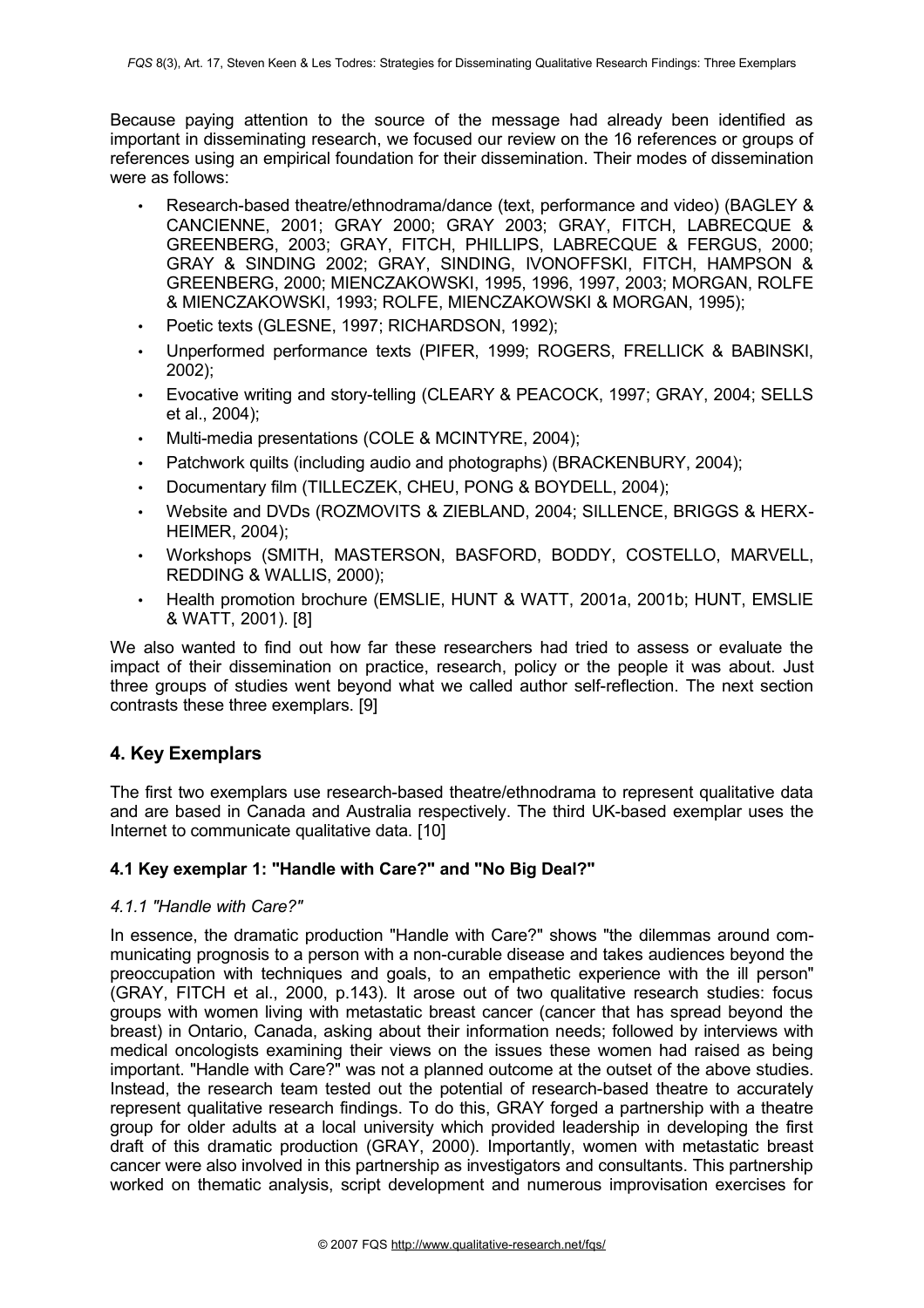Because paying attention to the source of the message had already been identified as important in disseminating research, we focused our review on the 16 references or groups of references using an empirical foundation for their dissemination. Their modes of dissemination were as follows:

- Research-based theatre/ethnodrama/dance (text, performance and video) (BAGLEY & CANCIENNE, 2001; GRAY 2000; GRAY 2003; GRAY, FITCH, LABRECQUE & GREENBERG, 2003; GRAY, FITCH, PHILLIPS, LABRECQUE & FERGUS, 2000; GRAY & SINDING 2002; GRAY, SINDING, IVONOFFSKI, FITCH, HAMPSON & GREENBERG, 2000; MIENCZAKOWSKI, 1995, 1996, 1997, 2003; MORGAN, ROLFE & MIENCZAKOWSKI, 1993; ROLFE, MIENCZAKOWSKI & MORGAN, 1995);
- Poetic texts (GLESNE, 1997; RICHARDSON, 1992);
- Unperformed performance texts (PIFER, 1999; ROGERS, FRELLICK & BABINSKI, 2002);
- Evocative writing and story-telling (CLEARY & PEACOCK, 1997; GRAY, 2004; SELLS et al., 2004);
- Multi-media presentations (COLE & MCINTYRE, 2004);
- Patchwork quilts (including audio and photographs) (BRACKENBURY, 2004);
- Documentary film (TILLECZEK, CHEU, PONG & BOYDELL, 2004);
- Website and DVDs (ROZMOVITS & ZIEBLAND, 2004; SILLENCE, BRIGGS & HERX-HEIMER, 2004);
- Workshops (SMITH, MASTERSON, BASFORD, BODDY, COSTELLO, MARVELL, REDDING & WALLIS, 2000);
- Health promotion brochure (EMSLIE, HUNT & WATT, 2001a, 2001b; HUNT, EMSLIE & WATT, 2001). [8]

We also wanted to find out how far these researchers had tried to assess or evaluate the impact of their dissemination on practice, research, policy or the people it was about. Just three groups of studies went beyond what we called author self-reflection. The next section contrasts these three exemplars. [9]

## 4. Key Exemplars

The first two exemplars use research-based theatre/ethnodrama to represent qualitative data and are based in Canada and Australia respectively. The third UK-based exemplar uses the Internet to communicate qualitative data. [10]

### 4.1 Key exemplar 1: "Handle with Care?" and "No Big Deal?"

#### *4.1.1 "Handle with Care?"*

In essence, the dramatic production "Handle with Care?" shows "the dilemmas around communicating prognosis to a person with a non-curable disease and takes audiences beyond the preoccupation with techniques and goals, to an empathetic experience with the ill person" (GRAY, FITCH et al., 2000, p.143). It arose out of two qualitative research studies: focus groups with women living with metastatic breast cancer (cancer that has spread beyond the breast) in Ontario, Canada, asking about their information needs; followed by interviews with medical oncologists examining their views on the issues these women had raised as being important. "Handle with Care?" was not a planned outcome at the outset of the above studies. Instead, the research team tested out the potential of research-based theatre to accurately represent qualitative research findings. To do this, GRAY forged a partnership with a theatre group for older adults at a local university which provided leadership in developing the first draft of this dramatic production (GRAY, 2000). Importantly, women with metastatic breast cancer were also involved in this partnership as investigators and consultants. This partnership worked on thematic analysis, script development and numerous improvisation exercises for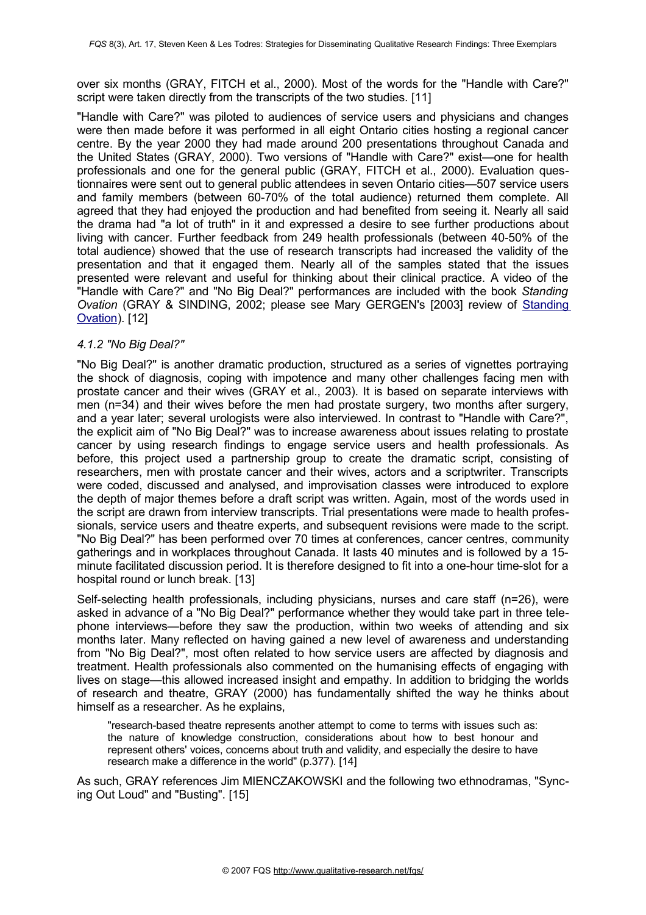over six months (GRAY, FITCH et al., 2000). Most of the words for the "Handle with Care?" script were taken directly from the transcripts of the two studies. [11]

"Handle with Care?" was piloted to audiences of service users and physicians and changes were then made before it was performed in all eight Ontario cities hosting a regional cancer centre. By the year 2000 they had made around 200 presentations throughout Canada and the United States (GRAY, 2000). Two versions of "Handle with Care?" exist—one for health professionals and one for the general public (GRAY, FITCH et al., 2000). Evaluation questionnaires were sent out to general public attendees in seven Ontario cities—507 service users and family members (between 60-70% of the total audience) returned them complete. All agreed that they had enjoyed the production and had benefited from seeing it. Nearly all said the drama had "a lot of truth" in it and expressed a desire to see further productions about living with cancer. Further feedback from 249 health professionals (between 40-50% of the total audience) showed that the use of research transcripts had increased the validity of the presentation and that it engaged them. Nearly all of the samples stated that the issues presented were relevant and useful for thinking about their clinical practice. A video of the "Handle with Care?" and "No Big Deal?" performances are included with the book *Standing Ovation* (GRAY & SINDING, 2002; please see Mary GERGEN's [2003] review of Standing Ovation). [12]

#### *4.1.2 "No Big Deal?"*

"No Big Deal?" is another dramatic production, structured as a series of vignettes portraying the shock of diagnosis, coping with impotence and many other challenges facing men with prostate cancer and their wives (GRAY et al., 2003). It is based on separate interviews with men (n=34) and their wives before the men had prostate surgery, two months after surgery, and a year later; several urologists were also interviewed. In contrast to "Handle with Care?", the explicit aim of "No Big Deal?" was to increase awareness about issues relating to prostate cancer by using research findings to engage service users and health professionals. As before, this project used a partnership group to create the dramatic script, consisting of researchers, men with prostate cancer and their wives, actors and a scriptwriter. Transcripts were coded, discussed and analysed, and improvisation classes were introduced to explore the depth of major themes before a draft script was written. Again, most of the words used in the script are drawn from interview transcripts. Trial presentations were made to health professionals, service users and theatre experts, and subsequent revisions were made to the script. "No Big Deal?" has been performed over 70 times at conferences, cancer centres, community gatherings and in workplaces throughout Canada. It lasts 40 minutes and is followed by a 15-minute facilitated discussion period. It is therefore designed to fit into a one-hour time-slot for a hospital round or lunch break. [13]

Self-selecting health professionals, including physicians, nurses and care staff (n=26), were asked in advance of a "No Big Deal?" performance whether they would take part in three telephone interviews—before they saw the production, within two weeks of attending and six months later. Many reflected on having gained a new level of awareness and understanding from "No Big Deal?", most often related to how service users are affected by diagnosis and treatment. Health professionals also commented on the humanising effects of engaging with lives on stage—this allowed increased insight and empathy. In addition to bridging the worlds of research and theatre, GRAY (2000) has fundamentally shifted the way he thinks about himself as a researcher. As he explains,

> "research-based theatre represents another attempt to come to terms with issues such as: the nature of knowledge construction, considerations about how to best honour and represent others' voices, concerns about truth and validity, and especially the desire to have research make a difference in the world" (p.377). [14]

As such, GRAY references Jim MIENCZAKOWSKI and the following two ethnodramas, "Syncing Out Loud" and "Busting". [15]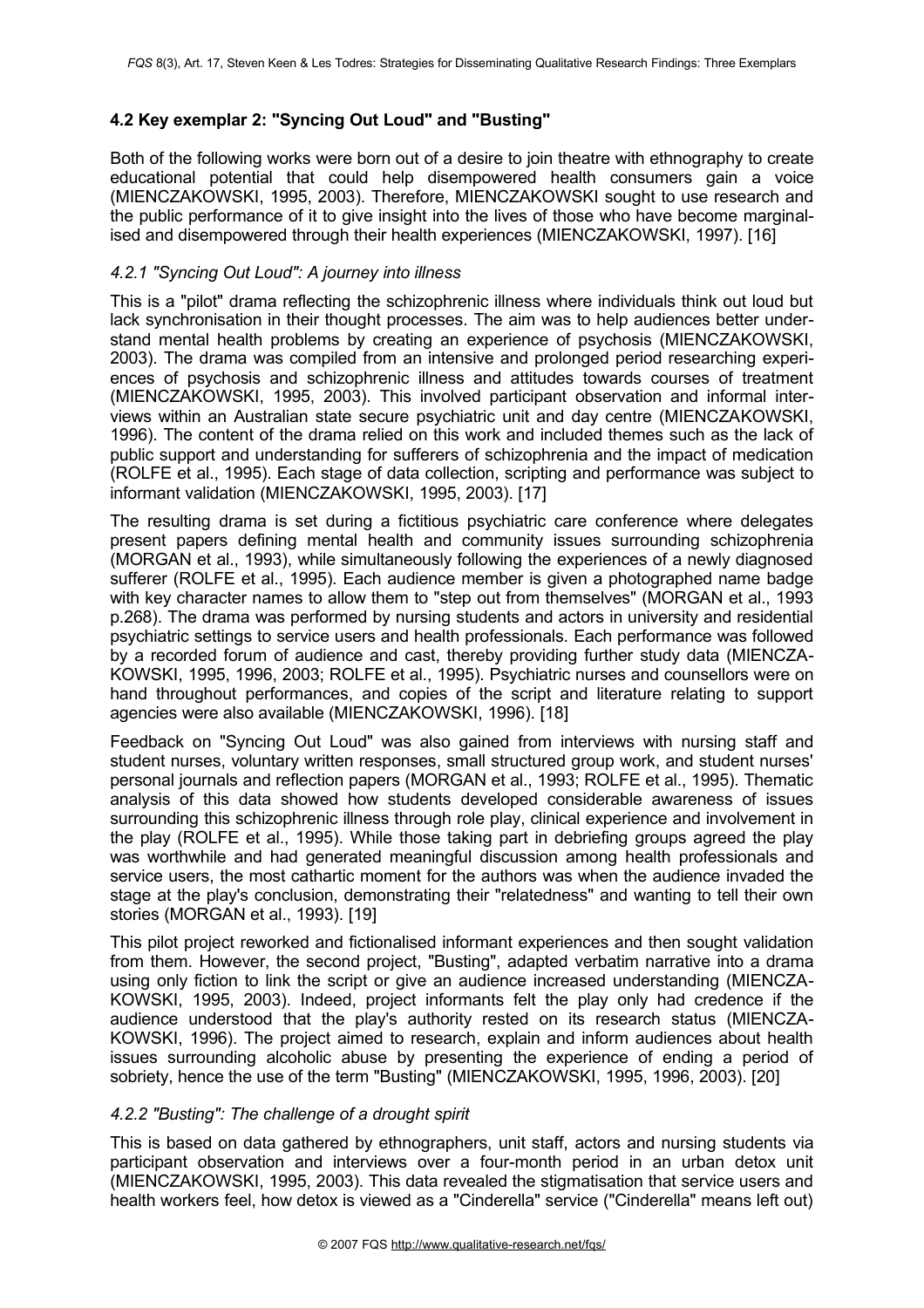### 4.2 Key exemplar 2: "Syncing Out Loud" and "Busting"

Both of the following works were born out of a desire to join theatre with ethnography to create educational potential that could help disempowered health consumers gain a voice (MIENCZAKOWSKI, 1995, 2003). Therefore, MIENCZAKOWSKI sought to use research and the public performance of it to give insight into the lives of those who have become marginalised and disempowered through their health experiences (MIENCZAKOWSKI, 1997). [16]

#### *4.2.1 "Syncing Out Loud": A journey into illness*

This is a "pilot" drama reflecting the schizophrenic illness where individuals think out loud but lack synchronisation in their thought processes. The aim was to help audiences better understand mental health problems by creating an experience of psychosis (MIENCZAKOWSKI, 2003). The drama was compiled from an intensive and prolonged period researching experiences of psychosis and schizophrenic illness and attitudes towards courses of treatment (MIENCZAKOWSKI, 1995, 2003). This involved participant observation and informal interviews within an Australian state secure psychiatric unit and day centre (MIENCZAKOWSKI, 1996). The content of the drama relied on this work and included themes such as the lack of public support and understanding for sufferers of schizophrenia and the impact of medication (ROLFE et al., 1995). Each stage of data collection, scripting and performance was subject to informant validation (MIENCZAKOWSKI, 1995, 2003). [17]

The resulting drama is set during a fictitious psychiatric care conference where delegates present papers defining mental health and community issues surrounding schizophrenia (MORGAN et al., 1993), while simultaneously following the experiences of a newly diagnosed sufferer (ROLFE et al., 1995). Each audience member is given a photographed name badge with key character names to allow them to "step out from themselves" (MORGAN et al., 1993 p.268). The drama was performed by nursing students and actors in university and residential psychiatric settings to service users and health professionals. Each performance was followed by a recorded forum of audience and cast, thereby providing further study data (MIENCZAKOWSKI, 1995, 1996, 2003; ROLFE et al., 1995). Psychiatric nurses and counsellors were on hand throughout performances, and copies of the script and literature relating to support agencies were also available (MIENCZAKOWSKI, 1996). [18]

Feedback on "Syncing Out Loud" was also gained from interviews with nursing staff and student nurses, voluntary written responses, small structured group work, and student nurses' personal journals and reflection papers (MORGAN et al., 1993; ROLFE et al., 1995). Thematic analysis of this data showed how students developed considerable awareness of issues surrounding this schizophrenic illness through role play, clinical experience and involvement in the play (ROLFE et al., 1995). While those taking part in debriefing groups agreed the play was worthwhile and had generated meaningful discussion among health professionals and service users, the most cathartic moment for the authors was when the audience invaded the stage at the play's conclusion, demonstrating their "relatedness" and wanting to tell their own stories (MORGAN et al., 1993). [19]

This pilot project reworked and fictionalised informant experiences and then sought validation from them. However, the second project, "Busting", adapted verbatim narrative into a drama using only fiction to link the script or give an audience increased understanding (MIENCZAKOWSKI, 1995, 2003). Indeed, project informants felt the play only had credence if the audience understood that the play's authority rested on its research status (MIENCZAKOWSKI, 1996). The project aimed to research, explain and inform audiences about health issues surrounding alcoholic abuse by presenting the experience of ending a period of sobriety, hence the use of the term "Busting" (MIENCZAKOWSKI, 1995, 1996, 2003). [20]

#### *4.2.2 "Busting": The challenge of a drought spirit*

This is based on data gathered by ethnographers, unit staff, actors and nursing students via participant observation and interviews over a four-month period in an urban detox unit (MIENCZAKOWSKI, 1995, 2003). This data revealed the stigmatisation that service users and health workers feel, how detox is viewed as a "Cinderella" service ("Cinderella" means left out)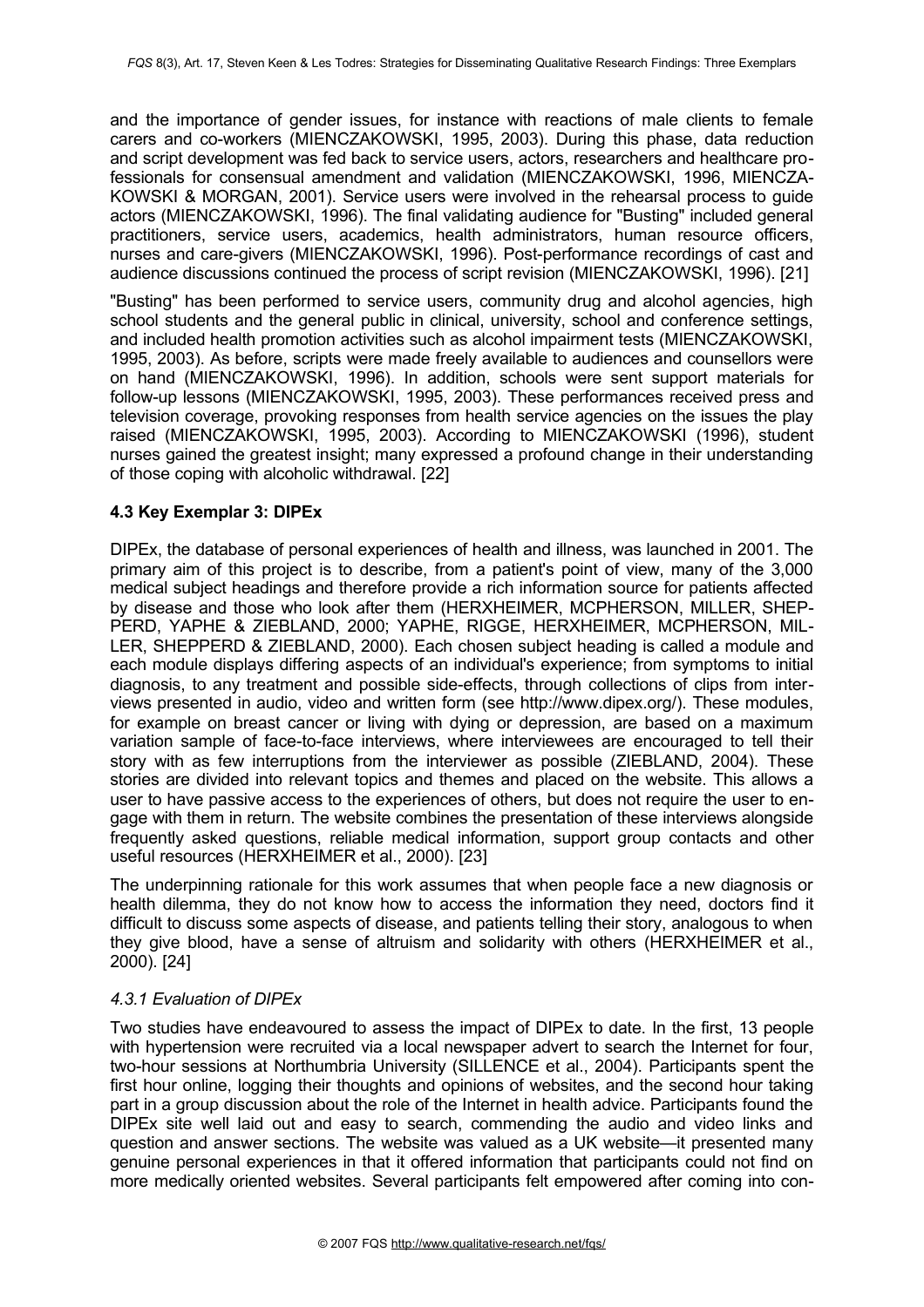and the importance of gender issues, for instance with reactions of male clients to female carers and co-workers (MIENCZAKOWSKI, 1995, 2003). During this phase, data reduction and script development was fed back to service users, actors, researchers and healthcare professionals for consensual amendment and validation (MIENCZAKOWSKI, 1996, MIENCZAKOWSKI & MORGAN, 2001). Service users were involved in the rehearsal process to guide actors (MIENCZAKOWSKI, 1996). The final validating audience for "Busting" included general practitioners, service users, academics, health administrators, human resource officers, nurses and care-givers (MIENCZAKOWSKI, 1996). Post-performance recordings of cast and audience discussions continued the process of script revision (MIENCZAKOWSKI, 1996). [21]

"Busting" has been performed to service users, community drug and alcohol agencies, high school students and the general public in clinical, university, school and conference settings, and included health promotion activities such as alcohol impairment tests (MIENCZAKOWSKI, 1995, 2003). As before, scripts were made freely available to audiences and counsellors were on hand (MIENCZAKOWSKI, 1996). In addition, schools were sent support materials for follow-up lessons (MIENCZAKOWSKI, 1995, 2003). These performances received press and television coverage, provoking responses from health service agencies on the issues the play raised (MIENCZAKOWSKI, 1995, 2003). According to MIENCZAKOWSKI (1996), student nurses gained the greatest insight; many expressed a profound change in their understanding of those coping with alcoholic withdrawal. [22]

### 4.3 Key Exemplar 3: DIPEx

DIPEx, the database of personal experiences of health and illness, was launched in 2001. The primary aim of this project is to describe, from a patient's point of view, many of the 3,000 medical subject headings and therefore provide a rich information source for patients affected by disease and those who look after them (HERXHEIMER, MCPHERSON, MILLER, SHEPPERD, YAPHE & ZIEBLAND, 2000; YAPHE, RIGGE, HERXHEIMER, MCPHERSON, MILLER, SHEPPERD & ZIEBLAND, 2000). Each chosen subject heading is called a module and each module displays differing aspects of an individual's experience; from symptoms to initial diagnosis, to any treatment and possible side-effects, through collections of clips from interviews presented in audio, video and written form (see http://www.dipex.org/). These modules, for example on breast cancer or living with dying or depression, are based on a maximum variation sample of face-to-face interviews, where interviewees are encouraged to tell their story with as few interruptions from the interviewer as possible (ZIEBLAND, 2004). These stories are divided into relevant topics and themes and placed on the website. This allows a user to have passive access to the experiences of others, but does not require the user to engage with them in return. The website combines the presentation of these interviews alongside frequently asked questions, reliable medical information, support group contacts and other useful resources (HERXHEIMER et al., 2000). [23]

The underpinning rationale for this work assumes that when people face a new diagnosis or health dilemma, they do not know how to access the information they need, doctors find it difficult to discuss some aspects of disease, and patients telling their story, analogous to when they give blood, have a sense of altruism and solidarity with others (HERXHEIMER et al., 2000). [24]

#### *4.3.1 Evaluation of DIPEx*

Two studies have endeavoured to assess the impact of DIPEx to date. In the first, 13 people with hypertension were recruited via a local newspaper advert to search the Internet for four, two-hour sessions at Northumbria University (SILLENCE et al., 2004). Participants spent the first hour online, logging their thoughts and opinions of websites, and the second hour taking part in a group discussion about the role of the Internet in health advice. Participants found the DIPEx site well laid out and easy to search, commending the audio and video links and question and answer sections. The website was valued as a UK website—it presented many genuine personal experiences in that it offered information that participants could not find on more medically oriented websites. Several participants felt empowered after coming into con-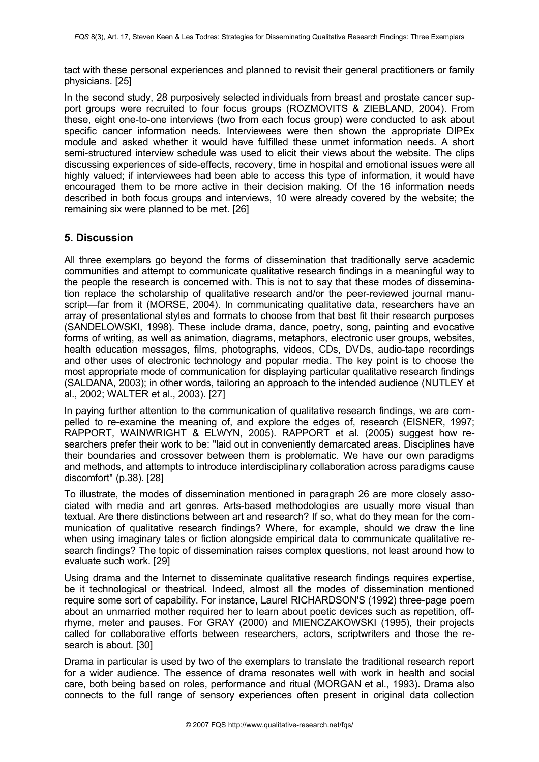tact with these personal experiences and planned to revisit their general practitioners or family physicians. [25]

In the second study, 28 purposively selected individuals from breast and prostate cancer support groups were recruited to four focus groups (ROZMOVITS & ZIEBLAND, 2004). From these, eight one-to-one interviews (two from each focus group) were conducted to ask about specific cancer information needs. Interviewees were then shown the appropriate DIPEx module and asked whether it would have fulfilled these unmet information needs. A short semi-structured interview schedule was used to elicit their views about the website. The clips discussing experiences of side-effects, recovery, time in hospital and emotional issues were all highly valued; if interviewees had been able to access this type of information, it would have encouraged them to be more active in their decision making. Of the 16 information needs described in both focus groups and interviews, 10 were already covered by the website; the remaining six were planned to be met. [26]

## 5. Discussion

All three exemplars go beyond the forms of dissemination that traditionally serve academic communities and attempt to communicate qualitative research findings in a meaningful way to the people the research is concerned with. This is not to say that these modes of dissemination replace the scholarship of qualitative research and/or the peer-reviewed journal manuscript—far from it (MORSE, 2004). In communicating qualitative data, researchers have an array of presentational styles and formats to choose from that best fit their research purposes (SANDELOWSKI, 1998). These include drama, dance, poetry, song, painting and evocative forms of writing, as well as animation, diagrams, metaphors, electronic user groups, websites, health education messages, films, photographs, videos, CDs, DVDs, audio-tape recordings and other uses of electronic technology and popular media. The key point is to choose the most appropriate mode of communication for displaying particular qualitative research findings (SALDANA, 2003); in other words, tailoring an approach to the intended audience (NUTLEY et al., 2002; WALTER et al., 2003). [27]

In paying further attention to the communication of qualitative research findings, we are compelled to re-examine the meaning of, and explore the edges of, research (EISNER, 1997; RAPPORT, WAINWRIGHT & ELWYN, 2005). RAPPORT et al. (2005) suggest how researchers prefer their work to be: "laid out in conveniently demarcated areas. Disciplines have their boundaries and crossover between them is problematic. We have our own paradigms and methods, and attempts to introduce interdisciplinary collaboration across paradigms cause discomfort" (p.38). [28]

To illustrate, the modes of dissemination mentioned in paragraph 26 are more closely associated with media and art genres. Arts-based methodologies are usually more visual than textual. Are there distinctions between art and research? If so, what do they mean for the communication of qualitative research findings? Where, for example, should we draw the line when using imaginary tales or fiction alongside empirical data to communicate qualitative research findings? The topic of dissemination raises complex questions, not least around how to evaluate such work. [29]

Using drama and the Internet to disseminate qualitative research findings requires expertise, be it technological or theatrical. Indeed, almost all the modes of dissemination mentioned require some sort of capability. For instance, Laurel RICHARDSON'S (1992) three-page poem about an unmarried mother required her to learn about poetic devices such as repetition, off-rhyme, meter and pauses. For GRAY (2000) and MIENCZAKOWSKI (1995), their projects called for collaborative efforts between researchers, actors, scriptwriters and those the research is about. [30]

Drama in particular is used by two of the exemplars to translate the traditional research report for a wider audience. The essence of drama resonates well with work in health and social care, both being based on roles, performance and ritual (MORGAN et al., 1993). Drama also connects to the full range of sensory experiences often present in original data collection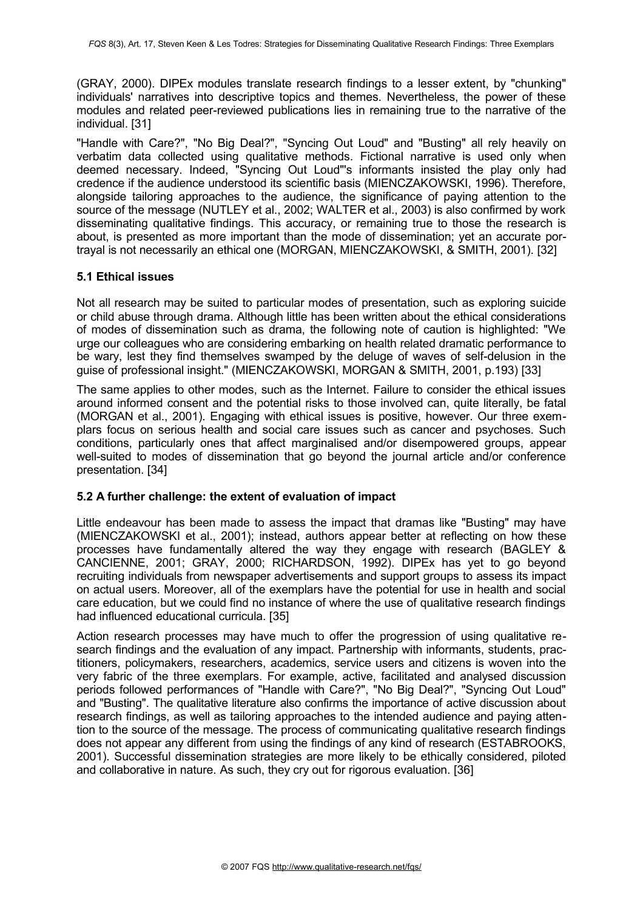(GRAY, 2000). DIPEx modules translate research findings to a lesser extent, by "chunking" individuals' narratives into descriptive topics and themes. Nevertheless, the power of these modules and related peer-reviewed publications lies in remaining true to the narrative of the individual. [31]

"Handle with Care?", "No Big Deal?", "Syncing Out Loud" and "Busting" all rely heavily on verbatim data collected using qualitative methods. Fictional narrative is used only when deemed necessary. Indeed, "Syncing Out Loud"'s informants insisted the play only had credence if the audience understood its scientific basis (MIENCZAKOWSKI, 1996). Therefore, alongside tailoring approaches to the audience, the significance of paying attention to the source of the message (NUTLEY et al., 2002; WALTER et al., 2003) is also confirmed by work disseminating qualitative findings. This accuracy, or remaining true to those the research is about, is presented as more important than the mode of dissemination; yet an accurate portrayal is not necessarily an ethical one (MORGAN, MIENCZAKOWSKI, & SMITH, 2001). [32]

### 5.1 Ethical issues

Not all research may be suited to particular modes of presentation, such as exploring suicide or child abuse through drama. Although little has been written about the ethical considerations of modes of dissemination such as drama, the following note of caution is highlighted: "We urge our colleagues who are considering embarking on health related dramatic performance to be wary, lest they find themselves swamped by the deluge of waves of self-delusion in the guise of professional insight." (MIENCZAKOWSKI, MORGAN & SMITH, 2001, p.193) [33]

The same applies to other modes, such as the Internet. Failure to consider the ethical issues around informed consent and the potential risks to those involved can, quite literally, be fatal (MORGAN et al., 2001). Engaging with ethical issues is positive, however. Our three exemplars focus on serious health and social care issues such as cancer and psychoses. Such conditions, particularly ones that affect marginalised and/or disempowered groups, appear well-suited to modes of dissemination that go beyond the journal article and/or conference presentation. [34]

### 5.2 A further challenge: the extent of evaluation of impact

Little endeavour has been made to assess the impact that dramas like "Busting" may have (MIENCZAKOWSKI et al., 2001); instead, authors appear better at reflecting on how these processes have fundamentally altered the way they engage with research (BAGLEY & CANCIENNE, 2001; GRAY, 2000; RICHARDSON, 1992). DIPEx has yet to go beyond recruiting individuals from newspaper advertisements and support groups to assess its impact on actual users. Moreover, all of the exemplars have the potential for use in health and social care education, but we could find no instance of where the use of qualitative research findings had influenced educational curricula. [35]

Action research processes may have much to offer the progression of using qualitative research findings and the evaluation of any impact. Partnership with informants, students, practitioners, policymakers, researchers, academics, service users and citizens is woven into the very fabric of the three exemplars. For example, active, facilitated and analysed discussion periods followed performances of "Handle with Care?", "No Big Deal?", "Syncing Out Loud" and "Busting". The qualitative literature also confirms the importance of active discussion about research findings, as well as tailoring approaches to the intended audience and paying attention to the source of the message. The process of communicating qualitative research findings does not appear any different from using the findings of any kind of research (ESTABROOKS, 2001). Successful dissemination strategies are more likely to be ethically considered, piloted and collaborative in nature. As such, they cry out for rigorous evaluation. [36]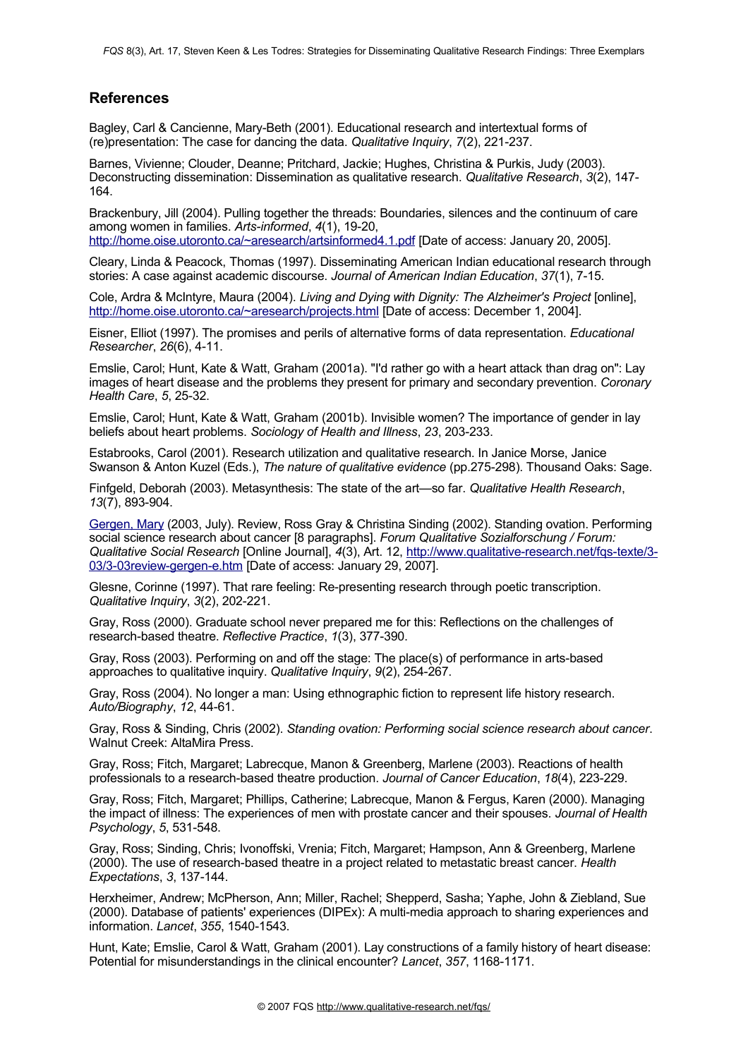## References

Bagley, Carl & Cancienne, Mary-Beth (2001). Educational research and intertextual forms of (re)presentation: The case for dancing the data. *Qualitative Inquiry*, *7*(2), 221-237.

Barnes, Vivienne; Clouder, Deanne; Pritchard, Jackie; Hughes, Christina & Purkis, Judy (2003). Deconstructing dissemination: Dissemination as qualitative research. *Qualitative Research*, *3*(2), 147-164.

Brackenbury, Jill (2004). Pulling together the threads: Boundaries, silences and the continuum of care among women in families. *Arts-informed*, *4*(1), 19-20, http://home.oise.utoronto.ca/~aresearch/artsinformed4.1.pdf [Date of access: January 20, 2005].

Cleary, Linda & Peacock, Thomas (1997). Disseminating American Indian educational research through stories: A case against academic discourse. *Journal of American Indian Education*, *37*(1), 7-15.

Cole, Ardra & McIntyre, Maura (2004). *Living and Dying with Dignity: The Alzheimer's Project* [online], http://home.oise.utoronto.ca/~aresearch/projects.html [Date of access: December 1, 2004].

Eisner, Elliot (1997). The promises and perils of alternative forms of data representation. *Educational Researcher*, *26*(6), 4-11.

Emslie, Carol; Hunt, Kate & Watt, Graham (2001a). "I'd rather go with a heart attack than drag on": Lay images of heart disease and the problems they present for primary and secondary prevention. *Coronary Health Care*, *5*, 25-32.

Emslie, Carol; Hunt, Kate & Watt, Graham (2001b). Invisible women? The importance of gender in lay beliefs about heart problems. *Sociology of Health and Illness*, *23*, 203-233.

Estabrooks, Carol (2001). Research utilization and qualitative research. In Janice Morse, Janice Swanson & Anton Kuzel (Eds.), *The nature of qualitative evidence* (pp.275-298). Thousand Oaks: Sage.

Finfgeld, Deborah (2003). Metasynthesis: The state of the art—so far. *Qualitative Health Research*, *13*(7), 893-904.

Gergen, Mary (2003, July). Review, Ross Gray & Christina Sinding (2002). Standing ovation. Performing social science research about cancer [8 paragraphs]. *Forum Qualitative Sozialforschung / Forum: Qualitative Social Research* [Online Journal], *4*(3), Art. 12, http://www.qualitative-research.net/fqs-texte/3-03/3-03review-gergen-e.htm [Date of access: January 29, 2007].

Glesne, Corinne (1997). That rare feeling: Re-presenting research through poetic transcription. *Qualitative Inquiry*, *3*(2), 202-221.

Gray, Ross (2000). Graduate school never prepared me for this: Reflections on the challenges of research-based theatre. *Reflective Practice*, *1*(3), 377-390.

Gray, Ross (2003). Performing on and off the stage: The place(s) of performance in arts-based approaches to qualitative inquiry. *Qualitative Inquiry*, *9*(2), 254-267.

Gray, Ross (2004). No longer a man: Using ethnographic fiction to represent life history research. *Auto/Biography*, *12*, 44-61.

Gray, Ross & Sinding, Chris (2002). *Standing ovation: Performing social science research about cancer*. Walnut Creek: AltaMira Press.

Gray, Ross; Fitch, Margaret; Labrecque, Manon & Greenberg, Marlene (2003). Reactions of health professionals to a research-based theatre production. *Journal of Cancer Education*, *18*(4), 223-229.

Gray, Ross; Fitch, Margaret; Phillips, Catherine; Labrecque, Manon & Fergus, Karen (2000). Managing the impact of illness: The experiences of men with prostate cancer and their spouses. *Journal of Health Psychology*, *5*, 531-548.

Gray, Ross; Sinding, Chris; Ivonoffski, Vrenia; Fitch, Margaret; Hampson, Ann & Greenberg, Marlene (2000). The use of research-based theatre in a project related to metastatic breast cancer. *Health Expectations*, *3*, 137-144.

Herxheimer, Andrew; McPherson, Ann; Miller, Rachel; Shepperd, Sasha; Yaphe, John & Ziebland, Sue (2000). Database of patients' experiences (DIPEx): A multi-media approach to sharing experiences and information. *Lancet*, *355*, 1540-1543.

Hunt, Kate; Emslie, Carol & Watt, Graham (2001). Lay constructions of a family history of heart disease: Potential for misunderstandings in the clinical encounter? *Lancet*, *357*, 1168-1171.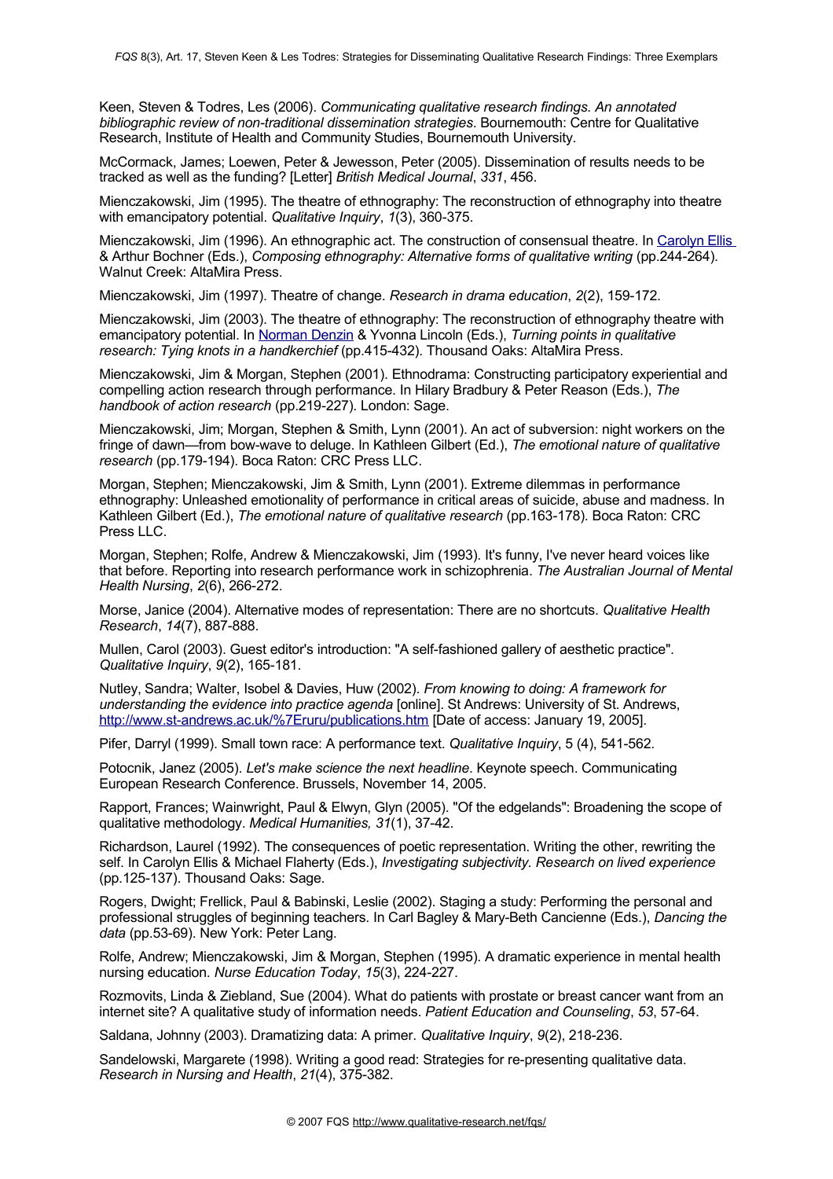Keen, Steven & Todres, Les (2006). *Communicating qualitative research findings. An annotated bibliographic review of non-traditional dissemination strategies*. Bournemouth: Centre for Qualitative Research, Institute of Health and Community Studies, Bournemouth University.

McCormack, James; Loewen, Peter & Jewesson, Peter (2005). Dissemination of results needs to be tracked as well as the funding? [Letter] *British Medical Journal*, *331*, 456.

Mienczakowski, Jim (1995). The theatre of ethnography: The reconstruction of ethnography into theatre with emancipatory potential. *Qualitative Inquiry*, *1*(3), 360-375.

Mienczakowski, Jim (1996). An ethnographic act. The construction of consensual theatre. In Carolyn Ellis & Arthur Bochner (Eds.), *Composing ethnography: Alternative forms of qualitative writing* (pp.244-264). Walnut Creek: AltaMira Press.

Mienczakowski, Jim (1997). Theatre of change. *Research in drama education*, *2*(2), 159-172.

Mienczakowski, Jim (2003). The theatre of ethnography: The reconstruction of ethnography theatre with emancipatory potential. In Norman Denzin & Yvonna Lincoln (Eds.), *Turning points in qualitative research: Tying knots in a handkerchief* (pp.415-432). Thousand Oaks: AltaMira Press.

Mienczakowski, Jim & Morgan, Stephen (2001). Ethnodrama: Constructing participatory experiential and compelling action research through performance. In Hilary Bradbury & Peter Reason (Eds.), *The handbook of action research* (pp.219-227). London: Sage.

Mienczakowski, Jim; Morgan, Stephen & Smith, Lynn (2001). An act of subversion: night workers on the fringe of dawn—from bow-wave to deluge. In Kathleen Gilbert (Ed.), *The emotional nature of qualitative research* (pp.179-194). Boca Raton: CRC Press LLC.

Morgan, Stephen; Mienczakowski, Jim & Smith, Lynn (2001). Extreme dilemmas in performance ethnography: Unleashed emotionality of performance in critical areas of suicide, abuse and madness. In Kathleen Gilbert (Ed.), *The emotional nature of qualitative research* (pp.163-178). Boca Raton: CRC Press LLC.

Morgan, Stephen; Rolfe, Andrew & Mienczakowski, Jim (1993). It's funny, I've never heard voices like that before. Reporting into research performance work in schizophrenia. *The Australian Journal of Mental Health Nursing*, *2*(6), 266-272.

Morse, Janice (2004). Alternative modes of representation: There are no shortcuts. *Qualitative Health Research*, *14*(7), 887-888.

Mullen, Carol (2003). Guest editor's introduction: "A self-fashioned gallery of aesthetic practice". *Qualitative Inquiry*, *9*(2), 165-181.

Nutley, Sandra; Walter, Isobel & Davies, Huw (2002). *From knowing to doing: A framework for understanding the evidence into practice agenda* [online]. St Andrews: University of St. Andrews, http://www.st-andrews.ac.uk/%7Eruru/publications.htm [Date of access: January 19, 2005].

Pifer, Darryl (1999). Small town race: A performance text. *Qualitative Inquiry*, 5 (4), 541-562.

Potocnik, Janez (2005). *Let's make science the next headline*. Keynote speech. Communicating European Research Conference. Brussels, November 14, 2005.

Rapport, Frances; Wainwright, Paul & Elwyn, Glyn (2005). "Of the edgelands": Broadening the scope of qualitative methodology. *Medical Humanities, 31*(1), 37-42.

Richardson, Laurel (1992). The consequences of poetic representation. Writing the other, rewriting the self. In Carolyn Ellis & Michael Flaherty (Eds.), *Investigating subjectivity. Research on lived experience* (pp.125-137). Thousand Oaks: Sage.

Rogers, Dwight; Frellick, Paul & Babinski, Leslie (2002). Staging a study: Performing the personal and professional struggles of beginning teachers. In Carl Bagley & Mary-Beth Cancienne (Eds.), *Dancing the data* (pp.53-69). New York: Peter Lang.

Rolfe, Andrew; Mienczakowski, Jim & Morgan, Stephen (1995). A dramatic experience in mental health nursing education. *Nurse Education Today*, *15*(3), 224-227.

Rozmovits, Linda & Ziebland, Sue (2004). What do patients with prostate or breast cancer want from an internet site? A qualitative study of information needs. *Patient Education and Counseling*, *53*, 57-64.

Saldana, Johnny (2003). Dramatizing data: A primer. *Qualitative Inquiry*, *9*(2), 218-236.

Sandelowski, Margarete (1998). Writing a good read: Strategies for re-presenting qualitative data. *Research in Nursing and Health*, *21*(4), 375-382.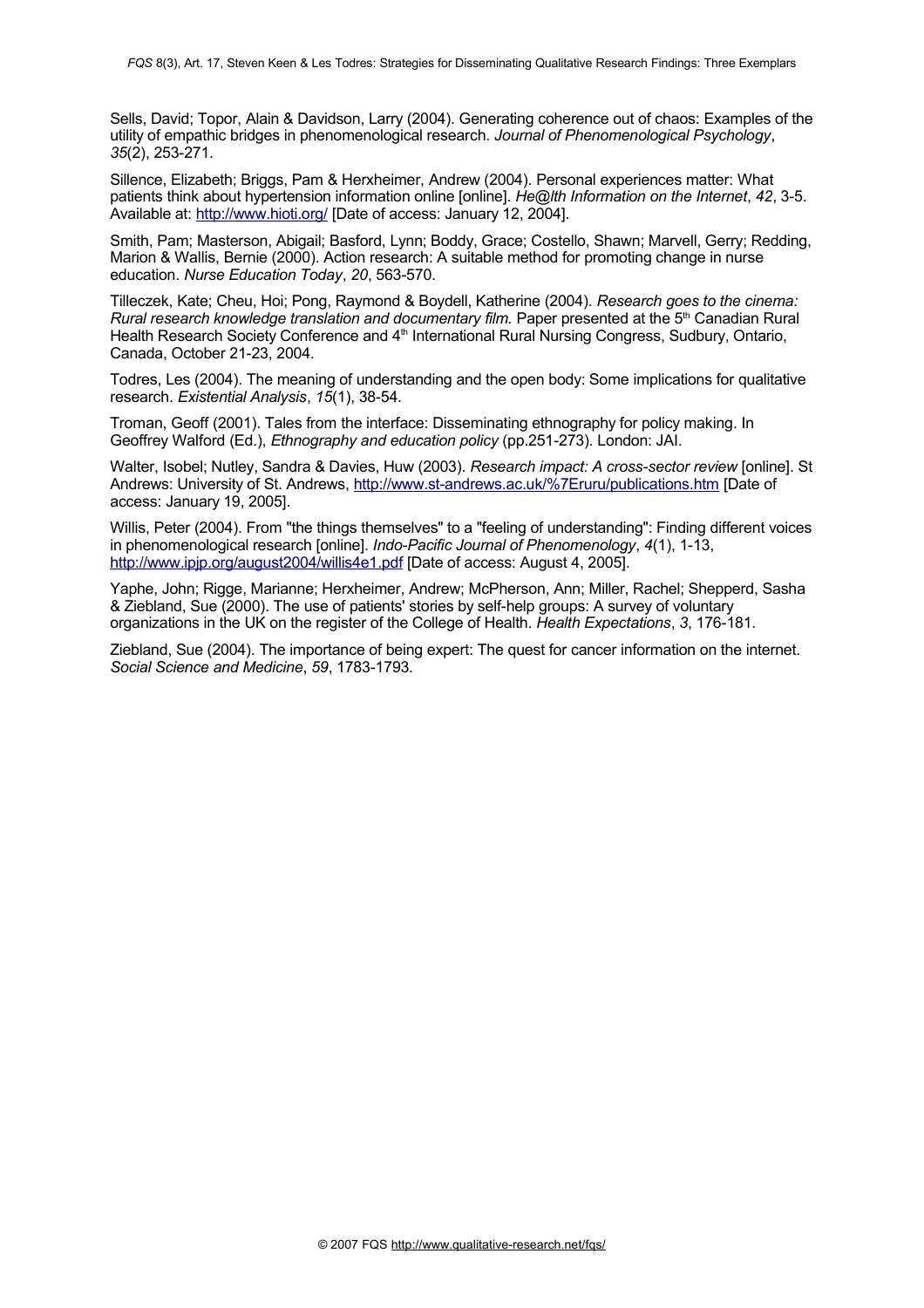Sells, David; Topor, Alain & Davidson, Larry (2004). Generating coherence out of chaos: Examples of the utility of empathic bridges in phenomenological research. *Journal of Phenomenological Psychology*, *35*(2), 253-271.

Sillence, Elizabeth; Briggs, Pam & Herxheimer, Andrew (2004). Personal experiences matter: What patients think about hypertension information online [online]. *He@lth Information on the Internet*, *42*, 3-5. Available at: http://www.hioti.org/ [Date of access: January 12, 2004].

Smith, Pam; Masterson, Abigail; Basford, Lynn; Boddy, Grace; Costello, Shawn; Marvell, Gerry; Redding, Marion & Wallis, Bernie (2000). Action research: A suitable method for promoting change in nurse education. *Nurse Education Today*, *20*, 563-570.

Tilleczek, Kate; Cheu, Hoi; Pong, Raymond & Boydell, Katherine (2004). *Research goes to the cinema: Rural research knowledge translation and documentary film.* Paper presented at the 5th Canadian Rural Health Research Society Conference and 4th International Rural Nursing Congress, Sudbury, Ontario, Canada, October 21-23, 2004.

Todres, Les (2004). The meaning of understanding and the open body: Some implications for qualitative research. *Existential Analysis*, *15*(1), 38-54.

Troman, Geoff (2001). Tales from the interface: Disseminating ethnography for policy making. In Geoffrey Walford (Ed.), *Ethnography and education policy* (pp.251-273). London: JAI.

Walter, Isobel; Nutley, Sandra & Davies, Huw (2003). *Research impact: A cross-sector review* [online]. St Andrews: University of St. Andrews, http://www.st-andrews.ac.uk/%7Eruru/publications.htm [Date of access: January 19, 2005].

Willis, Peter (2004). From "the things themselves" to a "feeling of understanding": Finding different voices in phenomenological research [online]. *Indo-Pacific Journal of Phenomenology*, *4*(1), 1-13, http://www.ipjp.org/august2004/willis4e1.pdf [Date of access: August 4, 2005].

Yaphe, John; Rigge, Marianne; Herxheimer, Andrew; McPherson, Ann; Miller, Rachel; Shepperd, Sasha & Ziebland, Sue (2000). The use of patients' stories by self-help groups: A survey of voluntary organizations in the UK on the register of the College of Health. *Health Expectations*, *3*, 176-181.

Ziebland, Sue (2004). The importance of being expert: The quest for cancer information on the internet. *Social Science and Medicine*, *59*, 1783-1793.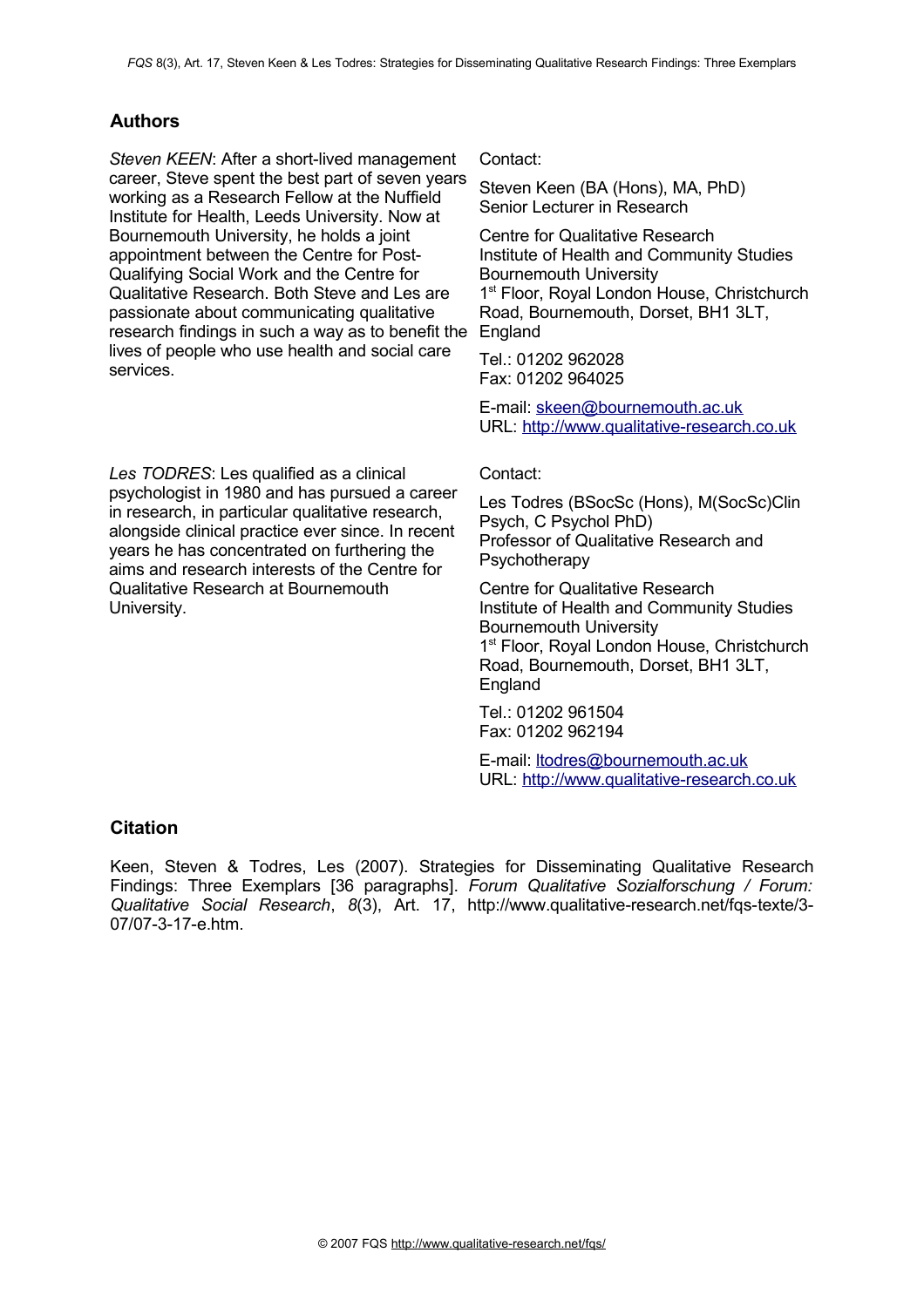## Authors

*Steven KEEN*: After a short-lived management career, Steve spent the best part of seven years working as a Research Fellow at the Nuffield Institute for Health, Leeds University. Now at Bournemouth University, he holds a joint appointment between the Centre for Post-Qualifying Social Work and the Centre for Qualitative Research. Both Steve and Les are passionate about communicating qualitative research findings in such a way as to benefit the lives of people who use health and social care services.

Contact:

Steven Keen (BA (Hons), MA, PhD)
Senior Lecturer in Research

Centre for Qualitative Research
Institute of Health and Community Studies
Bournemouth University
1st Floor, Royal London House, Christchurch Road, Bournemouth, Dorset, BH1 3LT, England

Tel.: 01202 962028
Fax: 01202 964025

E-mail: skeen@bournemouth.ac.uk
URL: http://www.qualitative-research.co.uk

*Les TODRES*: Les qualified as a clinical psychologist in 1980 and has pursued a career in research, in particular qualitative research, alongside clinical practice ever since. In recent years he has concentrated on furthering the aims and research interests of the Centre for Qualitative Research at Bournemouth University.

Contact:

Les Todres (BSocSc (Hons), M(SocSc)Clin Psych, C Psychol PhD)
Professor of Qualitative Research and Psychotherapy

Centre for Qualitative Research
Institute of Health and Community Studies
Bournemouth University
1st Floor, Royal London House, Christchurch Road, Bournemouth, Dorset, BH1 3LT, England

Tel.: 01202 961504
Fax: 01202 962194

E-mail: ltodres@bournemouth.ac.uk
URL: http://www.qualitative-research.co.uk

## Citation

Keen, Steven & Todres, Les (2007). Strategies for Disseminating Qualitative Research Findings: Three Exemplars [36 paragraphs]. *Forum Qualitative Sozialforschung / Forum: Qualitative Social Research*, *8*(3), Art. 17, http://www.qualitative-research.net/fqs-texte/3-07/07-3-17-e.htm.